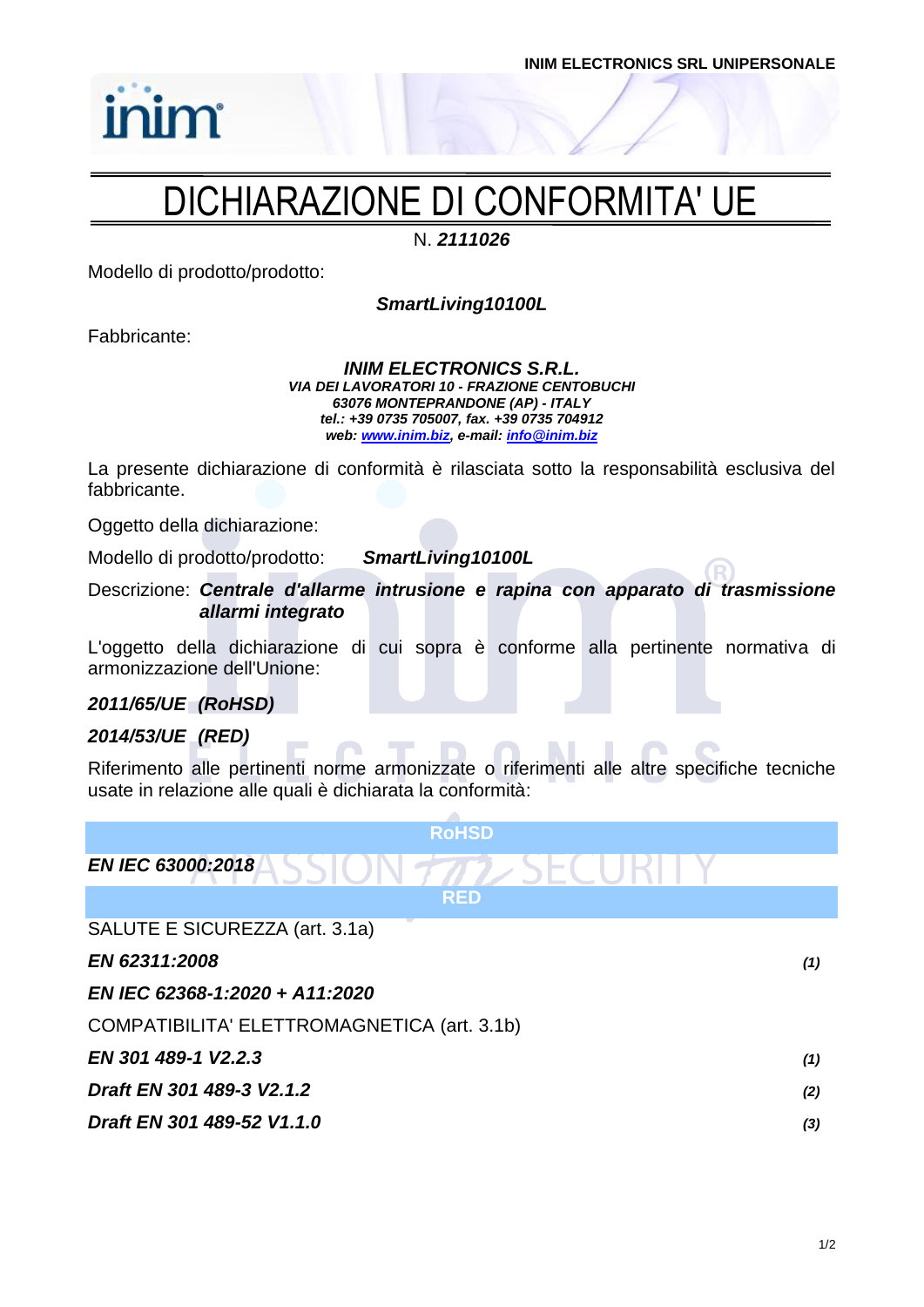INIM ELECTRONICS SRL UNIPERSONALE

# DICHIARAZIONE DI CONFORMITA' UE

N. ***2111026***

Modello di prodotto/prodotto:

***SmartLiving10100L***

Fabbricante:

***INIM ELECTRONICS S.R.L.***
***VIA DEI LAVORATORI 10 - FRAZIONE CENTOBUCHI***
***63076 MONTEPRANDONE (AP) - ITALY***
***tel.: +39 0735 705007, fax. +39 0735 704912***
***web: www.inim.biz, e-mail: info@inim.biz***

La presente dichiarazione di conformità è rilasciata sotto la responsabilità esclusiva del fabbricante.

Oggetto della dichiarazione:

Modello di prodotto/prodotto: ***SmartLiving10100L***

Descrizione: ***Centrale d'allarme intrusione e rapina con apparato di trasmissione allarmi integrato***

L'oggetto della dichiarazione di cui sopra è conforme alla pertinente normativa di armonizzazione dell'Unione:

***2011/65/UE (RoHSD)***

***2014/53/UE (RED)***

Riferimento alle pertinenti norme armonizzate o riferimenti alle altre specifiche tecniche usate in relazione alle quali è dichiarata la conformità:

| RoHSD | |
|---|---|
| ***EN IEC 63000:2018*** | |
| **RED** | |
| SALUTE E SICUREZZA (art. 3.1a) | |
| ***EN 62311:2008*** | ***(1)*** |
| ***EN IEC 62368-1:2020 + A11:2020*** | |
| COMPATIBILITA' ELETTROMAGNETICA (art. 3.1b) | |
| ***EN 301 489-1 V2.2.3*** | ***(1)*** |
| ***Draft EN 301 489-3 V2.1.2*** | ***(2)*** |
| ***Draft EN 301 489-52 V1.1.0*** | ***(3)*** |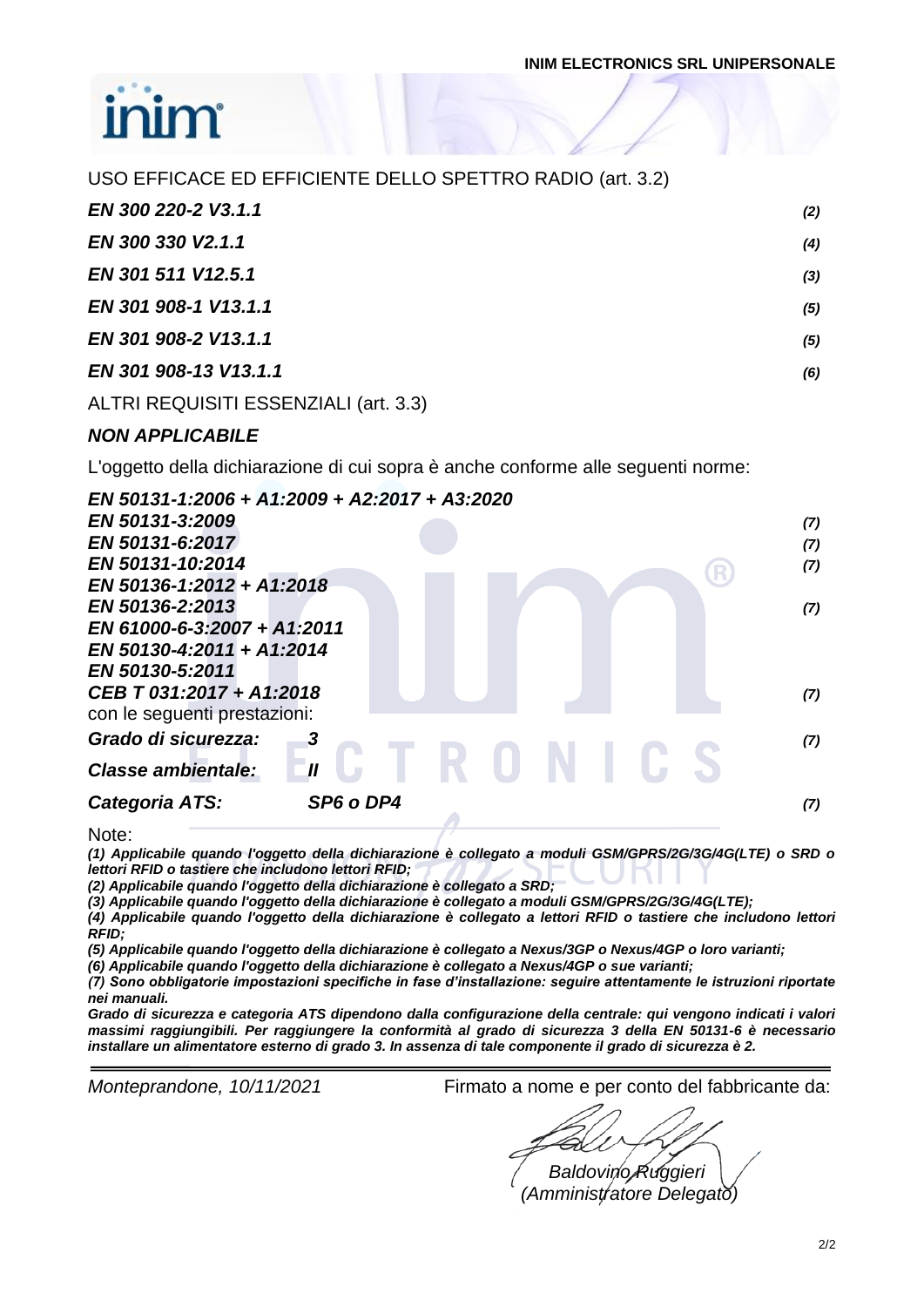USO EFFICACE ED EFFICIENTE DELLO SPETTRO RADIO (art. 3.2)

| | |
|---|---|
| ***EN 300 220-2 V3.1.1*** | *(2)* |
| ***EN 300 330 V2.1.1*** | *(4)* |
| ***EN 301 511 V12.5.1*** | *(3)* |
| ***EN 301 908-1 V13.1.1*** | *(5)* |
| ***EN 301 908-2 V13.1.1*** | *(5)* |
| ***EN 301 908-13 V13.1.1*** | *(6)* |

ALTRI REQUISITI ESSENZIALI (art. 3.3)

***NON APPLICABILE***

L'oggetto della dichiarazione di cui sopra è anche conforme alle seguenti norme:

| | |
|---|---|
| ***EN 50131-1:2006 + A1:2009 + A2:2017 + A3:2020*** | |
| ***EN 50131-3:2009*** | *(7)* |
| ***EN 50131-6:2017*** | *(7)* |
| ***EN 50131-10:2014*** | *(7)* |
| ***EN 50136-1:2012 + A1:2018*** | |
| ***EN 50136-2:2013*** | *(7)* |
| ***EN 61000-6-3:2007 + A1:2011*** | |
| ***EN 50130-4:2011 + A1:2014*** | |
| ***EN 50130-5:2011*** | |
| ***CEB T 031:2017 + A1:2018*** | *(7)* |

con le seguenti prestazioni:

| | | |
|---|---|---|
| ***Grado di sicurezza:*** | ***3*** | *(7)* |
| ***Classe ambientale:*** | ***II*** | |
| ***Categoria ATS:*** | ***SP6 o DP4*** | *(7)* |

Note:

***(1) Applicabile quando l'oggetto della dichiarazione è collegato a moduli GSM/GPRS/2G/3G/4G(LTE) o SRD o lettori RFID o tastiere che includono lettori RFID;***
***(2) Applicabile quando l'oggetto della dichiarazione è collegato a SRD;***
***(3) Applicabile quando l'oggetto della dichiarazione è collegato a moduli GSM/GPRS/2G/3G/4G(LTE);***
***(4) Applicabile quando l'oggetto della dichiarazione è collegato a lettori RFID o tastiere che includono lettori RFID;***
***(5) Applicabile quando l'oggetto della dichiarazione è collegato a Nexus/3GP o Nexus/4GP o loro varianti;***
***(6) Applicabile quando l'oggetto della dichiarazione è collegato a Nexus/4GP o sue varianti;***
***(7) Sono obbligatorie impostazioni specifiche in fase d'installazione: seguire attentamente le istruzioni riportate nei manuali.***
***Grado di sicurezza e categoria ATS dipendono dalla configurazione della centrale: qui vengono indicati i valori massimi raggiungibili. Per raggiungere la conformità al grado di sicurezza 3 della EN 50131-6 è necessario installare un alimentatore esterno di grado 3. In assenza di tale componente il grado di sicurezza è 2.***

*Monteprandone, 10/11/2021*

Firmato a nome e per conto del fabbricante da:

*Baldovino Ruggieri*
*(Amministratore Delegato)*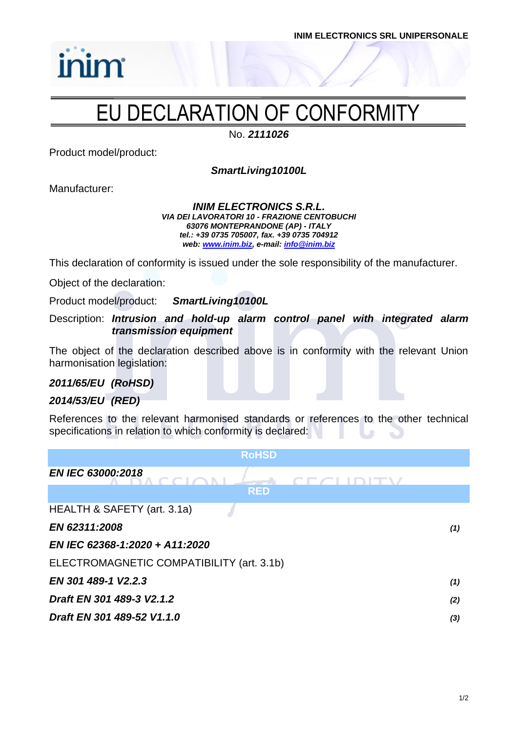INIM ELECTRONICS SRL UNIPERSONALE

# EU DECLARATION OF CONFORMITY

No. ***2111026***

Product model/product:

***SmartLiving10100L***

Manufacturer:

***INIM ELECTRONICS S.R.L.***
***VIA DEI LAVORATORI 10 - FRAZIONE CENTOBUCHI***
***63076 MONTEPRANDONE (AP) - ITALY***
***tel.: +39 0735 705007, fax. +39 0735 704912***
***web: www.inim.biz, e-mail: info@inim.biz***

This declaration of conformity is issued under the sole responsibility of the manufacturer.

Object of the declaration:

Product model/product: ***SmartLiving10100L***

Description: ***Intrusion and hold-up alarm control panel with integrated alarm transmission equipment***

The object of the declaration described above is in conformity with the relevant Union harmonisation legislation:

***2011/65/EU (RoHSD)***

***2014/53/EU (RED)***

References to the relevant harmonised standards or references to the other technical specifications in relation to which conformity is declared:

| RoHSD | |
|---|---|
| ***EN IEC 63000:2018*** | |
| **RED** | |
| HEALTH & SAFETY (art. 3.1a) | |
| ***EN 62311:2008*** | ***(1)*** |
| ***EN IEC 62368-1:2020 + A11:2020*** | |
| ELECTROMAGNETIC COMPATIBILITY (art. 3.1b) | |
| ***EN 301 489-1 V2.2.3*** | ***(1)*** |
| ***Draft EN 301 489-3 V2.1.2*** | ***(2)*** |
| ***Draft EN 301 489-52 V1.1.0*** | ***(3)*** |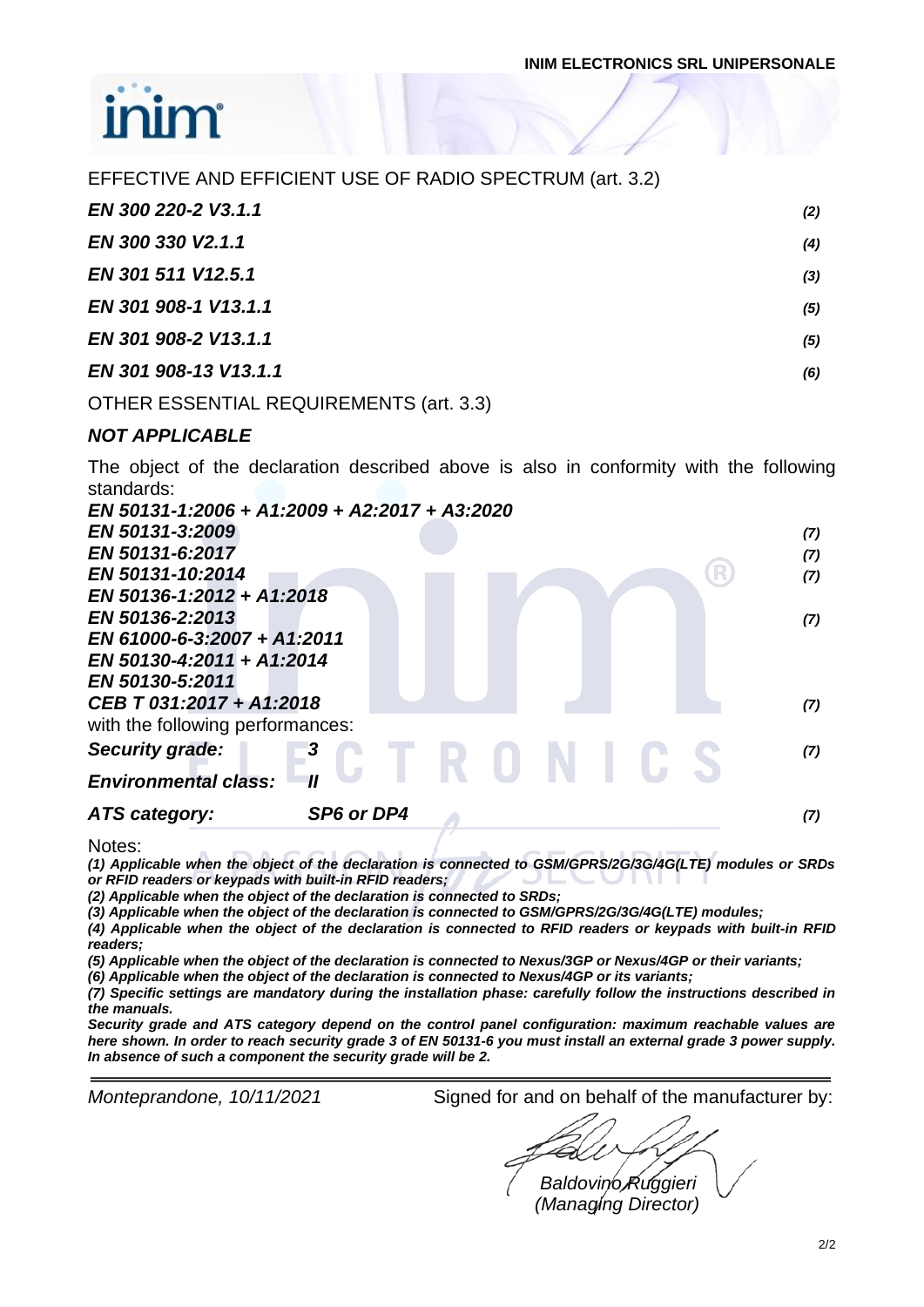EFFECTIVE AND EFFICIENT USE OF RADIO SPECTRUM (art. 3.2)

| | |
|---|---|
| ***EN 300 220-2 V3.1.1*** | ***(2)*** |
| ***EN 300 330 V2.1.1*** | ***(4)*** |
| ***EN 301 511 V12.5.1*** | ***(3)*** |
| ***EN 301 908-1 V13.1.1*** | ***(5)*** |
| ***EN 301 908-2 V13.1.1*** | ***(5)*** |
| ***EN 301 908-13 V13.1.1*** | ***(6)*** |

OTHER ESSENTIAL REQUIREMENTS (art. 3.3)

***NOT APPLICABLE***

The object of the declaration described above is also in conformity with the following standards:

| | |
|---|---|
| ***EN 50131-1:2006 + A1:2009 + A2:2017 + A3:2020*** | |
| ***EN 50131-3:2009*** | ***(7)*** |
| ***EN 50131-6:2017*** | ***(7)*** |
| ***EN 50131-10:2014*** | ***(7)*** |
| ***EN 50136-1:2012 + A1:2018*** | |
| ***EN 50136-2:2013*** | ***(7)*** |
| ***EN 61000-6-3:2007 + A1:2011*** | |
| ***EN 50130-4:2011 + A1:2014*** | |
| ***EN 50130-5:2011*** | |
| ***CEB T 031:2017 + A1:2018*** | ***(7)*** |

with the following performances:

| | | |
|---|---|---|
| ***Security grade:*** | ***3*** | ***(7)*** |
| ***Environmental class:*** | ***II*** | |
| ***ATS category:*** | ***SP6 or DP4*** | ***(7)*** |

Notes:

***(1) Applicable when the object of the declaration is connected to GSM/GPRS/2G/3G/4G(LTE) modules or SRDs or RFID readers or keypads with built-in RFID readers;***

***(2) Applicable when the object of the declaration is connected to SRDs;***

***(3) Applicable when the object of the declaration is connected to GSM/GPRS/2G/3G/4G(LTE) modules;***

***(4) Applicable when the object of the declaration is connected to RFID readers or keypads with built-in RFID readers;***

***(5) Applicable when the object of the declaration is connected to Nexus/3GP or Nexus/4GP or their variants;***

***(6) Applicable when the object of the declaration is connected to Nexus/4GP or its variants;***

***(7) Specific settings are mandatory during the installation phase: carefully follow the instructions described in the manuals.***

***Security grade and ATS category depend on the control panel configuration: maximum reachable values are here shown. In order to reach security grade 3 of EN 50131-6 you must install an external grade 3 power supply. In absence of such a component the security grade will be 2.***

*Monteprandone, 10/11/2021*

Signed for and on behalf of the manufacturer by:

*Baldovino Ruggieri*
*(Managing Director)*